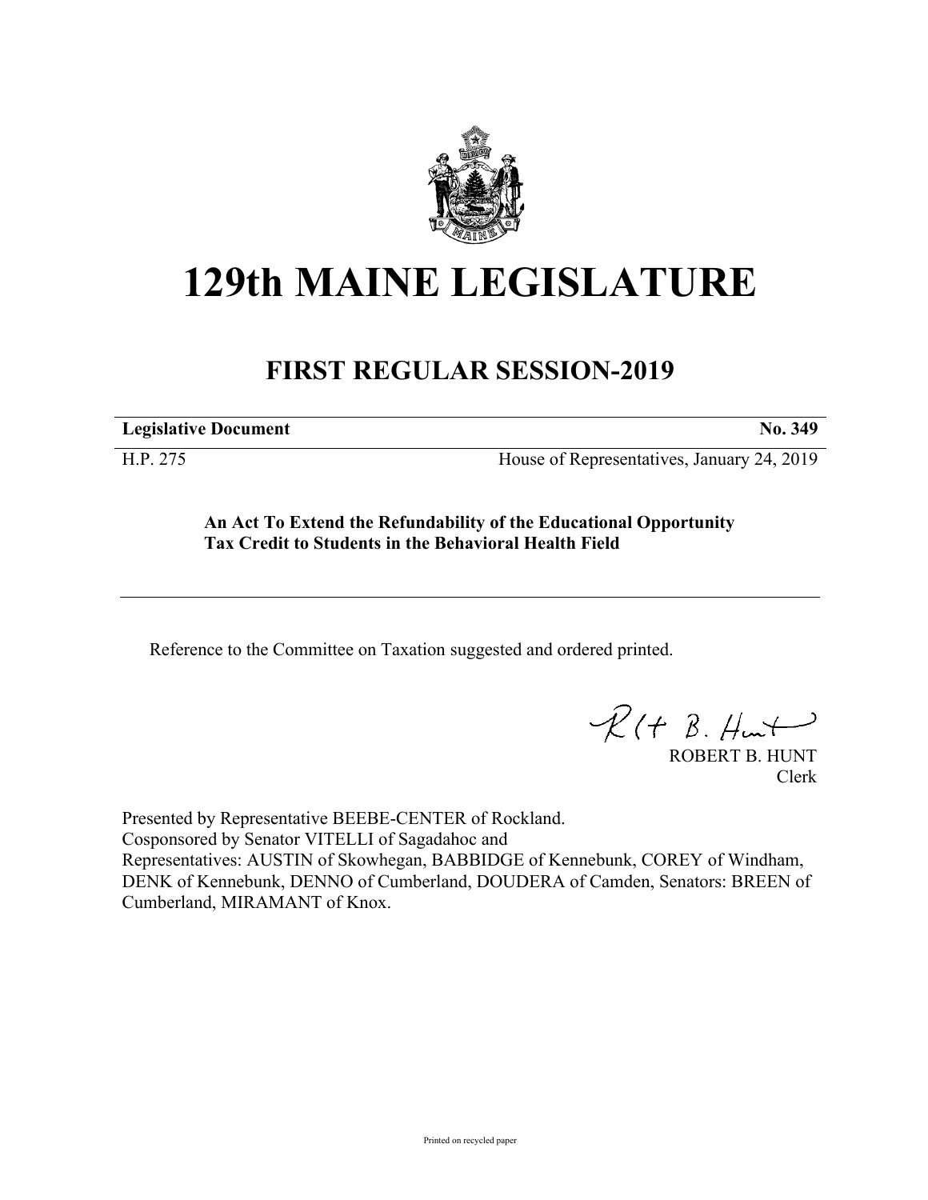# 129th MAINE LEGISLATURE

## FIRST REGULAR SESSION-2019

**Legislative Document** **No. 349**

H.P. 275 House of Representatives, January 24, 2019

**An Act To Extend the Refundability of the Educational Opportunity Tax Credit to Students in the Behavioral Health Field**

Reference to the Committee on Taxation suggested and ordered printed.

ROBERT B. HUNT
Clerk

Presented by Representative BEEBE-CENTER of Rockland.
Cosponsored by Senator VITELLI of Sagadahoc and
Representatives: AUSTIN of Skowhegan, BABBIDGE of Kennebunk, COREY of Windham, DENK of Kennebunk, DENNO of Cumberland, DOUDERA of Camden, Senators: BREEN of Cumberland, MIRAMANT of Knox.

Printed on recycled paper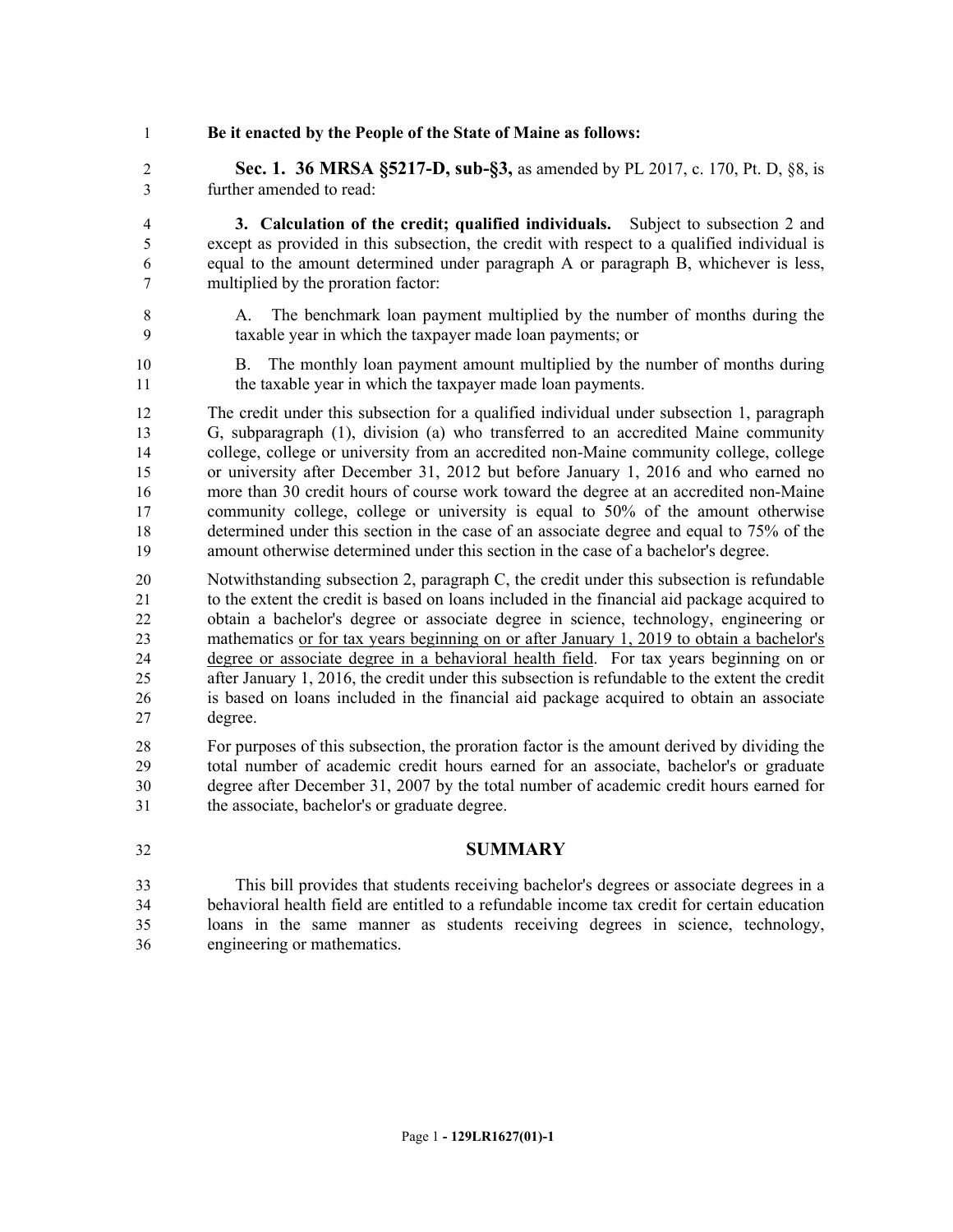**Be it enacted by the People of the State of Maine as follows:**

**Sec. 1. 36 MRSA §5217-D, sub-§3,** as amended by PL 2017, c. 170, Pt. D, §8, is further amended to read:

**3. Calculation of the credit; qualified individuals.** Subject to subsection 2 and except as provided in this subsection, the credit with respect to a qualified individual is equal to the amount determined under paragraph A or paragraph B, whichever is less, multiplied by the proration factor:

A. The benchmark loan payment multiplied by the number of months during the taxable year in which the taxpayer made loan payments; or

B. The monthly loan payment amount multiplied by the number of months during the taxable year in which the taxpayer made loan payments.

The credit under this subsection for a qualified individual under subsection 1, paragraph G, subparagraph (1), division (a) who transferred to an accredited Maine community college, college or university from an accredited non-Maine community college, college or university after December 31, 2012 but before January 1, 2016 and who earned no more than 30 credit hours of course work toward the degree at an accredited non-Maine community college, college or university is equal to 50% of the amount otherwise determined under this section in the case of an associate degree and equal to 75% of the amount otherwise determined under this section in the case of a bachelor's degree.

Notwithstanding subsection 2, paragraph C, the credit under this subsection is refundable to the extent the credit is based on loans included in the financial aid package acquired to obtain a bachelor's degree or associate degree in science, technology, engineering or mathematics <u>or for tax years beginning on or after January 1, 2019 to obtain a bachelor's degree or associate degree in a behavioral health field</u>. For tax years beginning on or after January 1, 2016, the credit under this subsection is refundable to the extent the credit is based on loans included in the financial aid package acquired to obtain an associate degree.

For purposes of this subsection, the proration factor is the amount derived by dividing the total number of academic credit hours earned for an associate, bachelor's or graduate degree after December 31, 2007 by the total number of academic credit hours earned for the associate, bachelor's or graduate degree.

## SUMMARY

This bill provides that students receiving bachelor's degrees or associate degrees in a behavioral health field are entitled to a refundable income tax credit for certain education loans in the same manner as students receiving degrees in science, technology, engineering or mathematics.